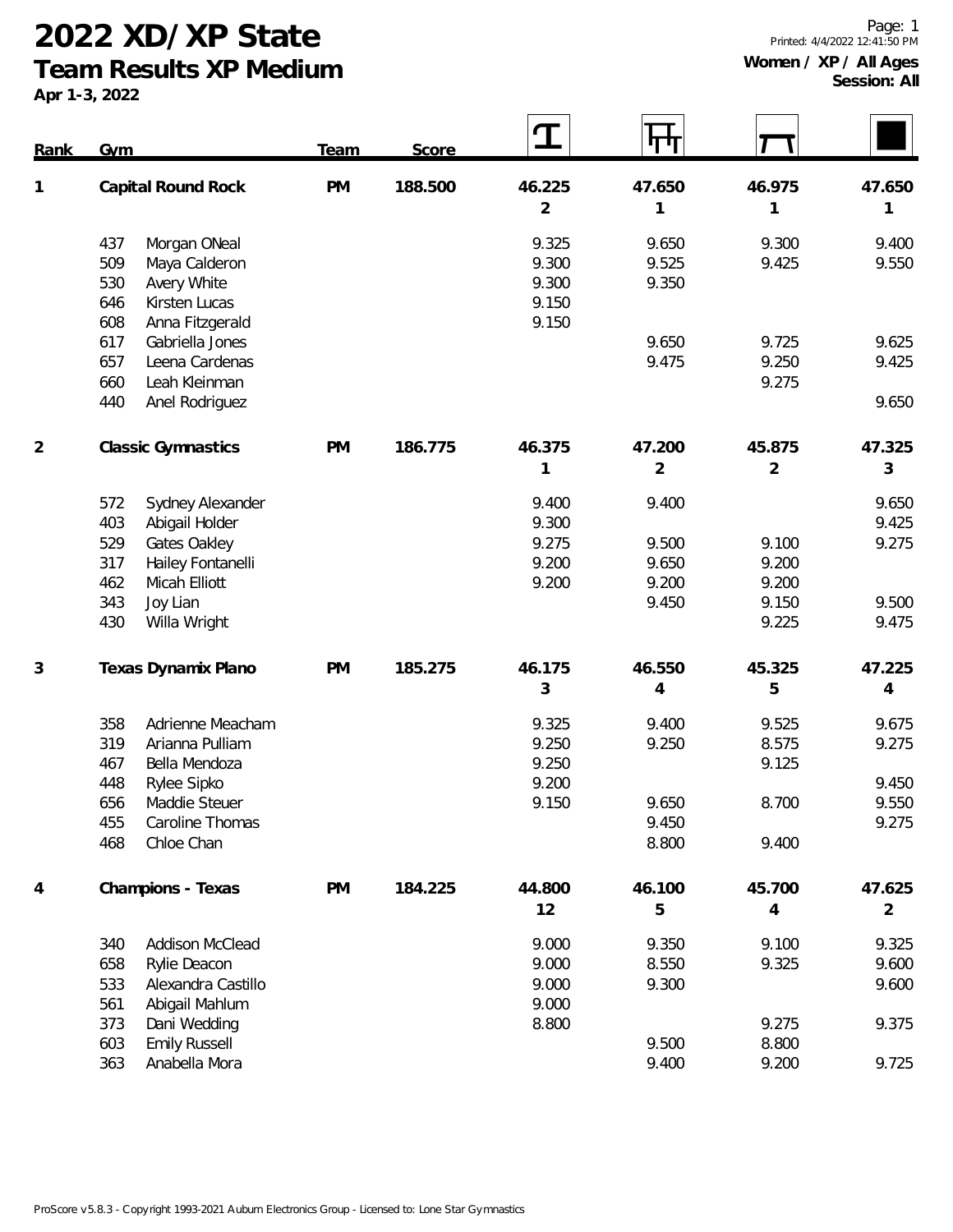# 2022 XD/XP State

## Team Results XP Medium

**Apr 1-3, 2022**

**Women / XP / All Ages**
**Session: All**

| Rank | Gym | | Team | Score | Vault | Bars | Beam | Floor |
|---|---|---|---|---|---|---|---|---|
| 1 | **Capital Round Rock** | | **PM** | **188.500** | **46.225** | **47.650** | **46.975** | **47.650** |
| | | | | | **2** | **1** | **1** | **1** |
| | 437 | Morgan ONeal | | | 9.325 | 9.650 | 9.300 | 9.400 |
| | 509 | Maya Calderon | | | 9.300 | 9.525 | 9.425 | 9.550 |
| | 530 | Avery White | | | 9.300 | 9.350 | | |
| | 646 | Kirsten Lucas | | | 9.150 | | | |
| | 608 | Anna Fitzgerald | | | 9.150 | | | |
| | 617 | Gabriella Jones | | | | 9.650 | 9.725 | 9.625 |
| | 657 | Leena Cardenas | | | | 9.475 | 9.250 | 9.425 |
| | 660 | Leah Kleinman | | | | | 9.275 | |
| | 440 | Anel Rodriguez | | | | | | 9.650 |
| 2 | **Classic Gymnastics** | | **PM** | **186.775** | **46.375** | **47.200** | **45.875** | **47.325** |
| | | | | | **1** | **2** | **2** | **3** |
| | 572 | Sydney Alexander | | | 9.400 | 9.400 | | 9.650 |
| | 403 | Abigail Holder | | | 9.300 | | | 9.425 |
| | 529 | Gates Oakley | | | 9.275 | 9.500 | 9.100 | 9.275 |
| | 317 | Hailey Fontanelli | | | 9.200 | 9.650 | 9.200 | |
| | 462 | Micah Elliott | | | 9.200 | 9.200 | 9.200 | |
| | 343 | Joy Lian | | | | 9.450 | 9.150 | 9.500 |
| | 430 | Willa Wright | | | | | 9.225 | 9.475 |
| 3 | **Texas Dynamix Plano** | | **PM** | **185.275** | **46.175** | **46.550** | **45.325** | **47.225** |
| | | | | | **3** | **4** | **5** | **4** |
| | 358 | Adrienne Meacham | | | 9.325 | 9.400 | 9.525 | 9.675 |
| | 319 | Arianna Pulliam | | | 9.250 | 9.250 | 8.575 | 9.275 |
| | 467 | Bella Mendoza | | | 9.250 | | 9.125 | |
| | 448 | Rylee Sipko | | | 9.200 | | | 9.450 |
| | 656 | Maddie Steuer | | | 9.150 | 9.650 | 8.700 | 9.550 |
| | 455 | Caroline Thomas | | | | 9.450 | | 9.275 |
| | 468 | Chloe Chan | | | | 8.800 | 9.400 | |
| 4 | **Champions - Texas** | | **PM** | **184.225** | **44.800** | **46.100** | **45.700** | **47.625** |
| | | | | | **12** | **5** | **4** | **2** |
| | 340 | Addison McClead | | | 9.000 | 9.350 | 9.100 | 9.325 |
| | 658 | Rylie Deacon | | | 9.000 | 8.550 | 9.325 | 9.600 |
| | 533 | Alexandra Castillo | | | 9.000 | 9.300 | | 9.600 |
| | 561 | Abigail Mahlum | | | 9.000 | | | |
| | 373 | Dani Wedding | | | 8.800 | | 9.275 | 9.375 |
| | 603 | Emily Russell | | | | 9.500 | 8.800 | |
| | 363 | Anabella Mora | | | | 9.400 | 9.200 | 9.725 |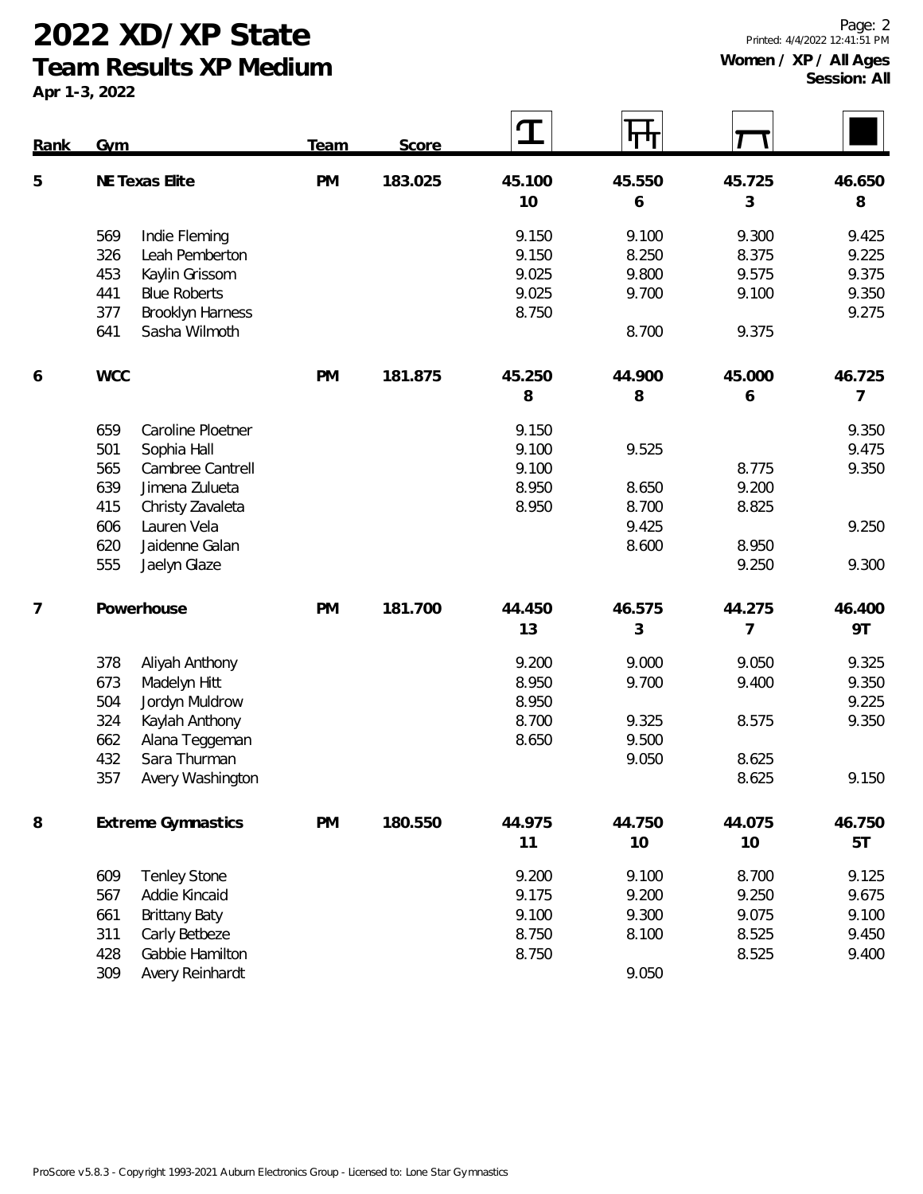# 2022 XD/XP State

## Team Results XP Medium

Apr 1-3, 2022

**Women / XP / All Ages**
**Session: All**

| Rank | Gym | | Team | Score | Vault | Bars | Beam | Floor |
|---|---|---|---|---|---|---|---|---|
| 5 | NE Texas Elite | | PM | 183.025 | 45.100<br>10 | 45.550<br>6 | 45.725<br>3 | 46.650<br>8 |
| | 569 | Indie Fleming | | | 9.150 | 9.100 | 9.300 | 9.425 |
| | 326 | Leah Pemberton | | | 9.150 | 8.250 | 8.375 | 9.225 |
| | 453 | Kaylin Grissom | | | 9.025 | 9.800 | 9.575 | 9.375 |
| | 441 | Blue Roberts | | | 9.025 | 9.700 | 9.100 | 9.350 |
| | 377 | Brooklyn Harness | | | 8.750 | | | 9.275 |
| | 641 | Sasha Wilmoth | | | | 8.700 | 9.375 | |
| 6 | WCC | | PM | 181.875 | 45.250<br>8 | 44.900<br>8 | 45.000<br>6 | 46.725<br>7 |
| | 659 | Caroline Ploetner | | | 9.150 | | | 9.350 |
| | 501 | Sophia Hall | | | 9.100 | 9.525 | | 9.475 |
| | 565 | Cambree Cantrell | | | 9.100 | | 8.775 | 9.350 |
| | 639 | Jimena Zulueta | | | 8.950 | 8.650 | 9.200 | |
| | 415 | Christy Zavaleta | | | 8.950 | 8.700 | 8.825 | |
| | 606 | Lauren Vela | | | | 9.425 | | 9.250 |
| | 620 | Jaidenne Galan | | | | 8.600 | 8.950 | |
| | 555 | Jaelyn Glaze | | | | | 9.250 | 9.300 |
| 7 | Powerhouse | | PM | 181.700 | 44.450<br>13 | 46.575<br>3 | 44.275<br>7 | 46.400<br>9T |
| | 378 | Aliyah Anthony | | | 9.200 | 9.000 | 9.050 | 9.325 |
| | 673 | Madelyn Hitt | | | 8.950 | 9.700 | 9.400 | 9.350 |
| | 504 | Jordyn Muldrow | | | 8.950 | | | 9.225 |
| | 324 | Kaylah Anthony | | | 8.700 | 9.325 | 8.575 | 9.350 |
| | 662 | Alana Teggeman | | | 8.650 | 9.500 | | |
| | 432 | Sara Thurman | | | | 9.050 | 8.625 | |
| | 357 | Avery Washington | | | | | 8.625 | 9.150 |
| 8 | Extreme Gymnastics | | PM | 180.550 | 44.975<br>11 | 44.750<br>10 | 44.075<br>10 | 46.750<br>5T |
| | 609 | Tenley Stone | | | 9.200 | 9.100 | 8.700 | 9.125 |
| | 567 | Addie Kincaid | | | 9.175 | 9.200 | 9.250 | 9.675 |
| | 661 | Brittany Baty | | | 9.100 | 9.300 | 9.075 | 9.100 |
| | 311 | Carly Betbeze | | | 8.750 | 8.100 | 8.525 | 9.450 |
| | 428 | Gabbie Hamilton | | | 8.750 | | 8.525 | 9.400 |
| | 309 | Avery Reinhardt | | | | 9.050 | | |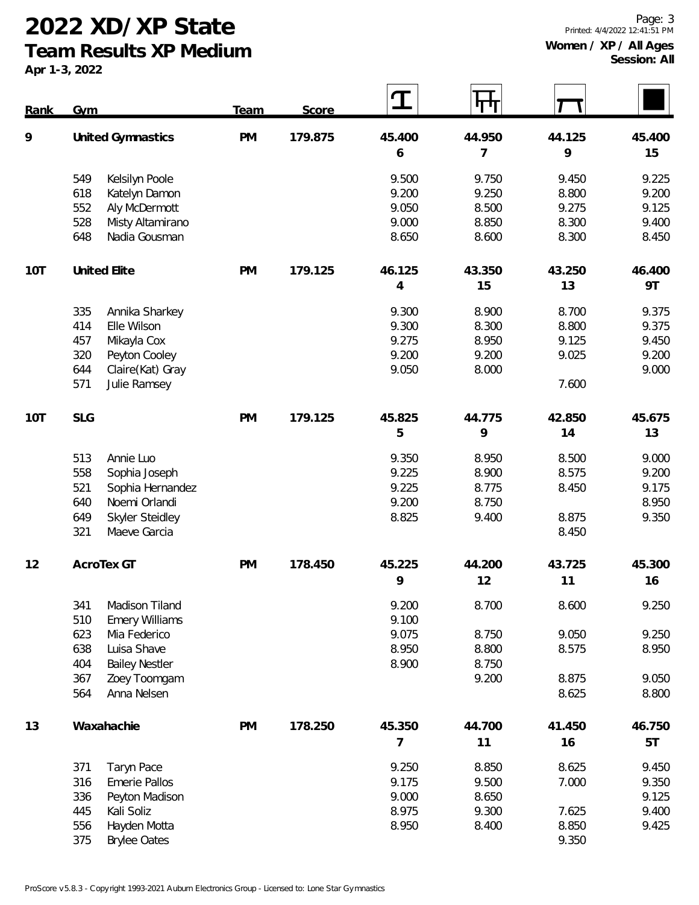# 2022 XD/XP State

## Team Results XP Medium

Apr 1-3, 2022

Women / XP / All Ages
Session: All

| Rank | Gym | | Team | Score | Vault | Bars | Beam | Floor |
|---|---|---|---|---|---|---|---|---|
| 9 | United Gymnastics | | PM | 179.875 | 45.400<br>6 | 44.950<br>7 | 44.125<br>9 | 45.400<br>15 |
| | 549 | Kelsilyn Poole | | | 9.500 | 9.750 | 9.450 | 9.225 |
| | 618 | Katelyn Damon | | | 9.200 | 9.250 | 8.800 | 9.200 |
| | 552 | Aly McDermott | | | 9.050 | 8.500 | 9.275 | 9.125 |
| | 528 | Misty Altamirano | | | 9.000 | 8.850 | 8.300 | 9.400 |
| | 648 | Nadia Gousman | | | 8.650 | 8.600 | 8.300 | 8.450 |
| 10T | United Elite | | PM | 179.125 | 46.125<br>4 | 43.350<br>15 | 43.250<br>13 | 46.400<br>9T |
| | 335 | Annika Sharkey | | | 9.300 | 8.900 | 8.700 | 9.375 |
| | 414 | Elle Wilson | | | 9.300 | 8.300 | 8.800 | 9.375 |
| | 457 | Mikayla Cox | | | 9.275 | 8.950 | 9.125 | 9.450 |
| | 320 | Peyton Cooley | | | 9.200 | 9.200 | 9.025 | 9.200 |
| | 644 | Claire(Kat) Gray | | | 9.050 | 8.000 | | 9.000 |
| | 571 | Julie Ramsey | | | | | 7.600 | |
| 10T | SLG | | PM | 179.125 | 45.825<br>5 | 44.775<br>9 | 42.850<br>14 | 45.675<br>13 |
| | 513 | Annie Luo | | | 9.350 | 8.950 | 8.500 | 9.000 |
| | 558 | Sophia Joseph | | | 9.225 | 8.900 | 8.575 | 9.200 |
| | 521 | Sophia Hernandez | | | 9.225 | 8.775 | 8.450 | 9.175 |
| | 640 | Noemi Orlandi | | | 9.200 | 8.750 | | 8.950 |
| | 649 | Skyler Steidley | | | 8.825 | 9.400 | 8.875 | 9.350 |
| | 321 | Maeve Garcia | | | | | 8.450 | |
| 12 | AcroTex GT | | PM | 178.450 | 45.225<br>9 | 44.200<br>12 | 43.725<br>11 | 45.300<br>16 |
| | 341 | Madison Tiland | | | 9.200 | 8.700 | 8.600 | 9.250 |
| | 510 | Emery Williams | | | 9.100 | | | |
| | 623 | Mia Federico | | | 9.075 | 8.750 | 9.050 | 9.250 |
| | 638 | Luisa Shave | | | 8.950 | 8.800 | 8.575 | 8.950 |
| | 404 | Bailey Nestler | | | 8.900 | 8.750 | | |
| | 367 | Zoey Toomgam | | | | 9.200 | 8.875 | 9.050 |
| | 564 | Anna Nelsen | | | | | 8.625 | 8.800 |
| 13 | Waxahachie | | PM | 178.250 | 45.350<br>7 | 44.700<br>11 | 41.450<br>16 | 46.750<br>5T |
| | 371 | Taryn Pace | | | 9.250 | 8.850 | 8.625 | 9.450 |
| | 316 | Emerie Pallos | | | 9.175 | 9.500 | 7.000 | 9.350 |
| | 336 | Peyton Madison | | | 9.000 | 8.650 | | 9.125 |
| | 445 | Kali Soliz | | | 8.975 | 9.300 | 7.625 | 9.400 |
| | 556 | Hayden Motta | | | 8.950 | 8.400 | 8.850 | 9.425 |
| | 375 | Brylee Oates | | | | | 9.350 | |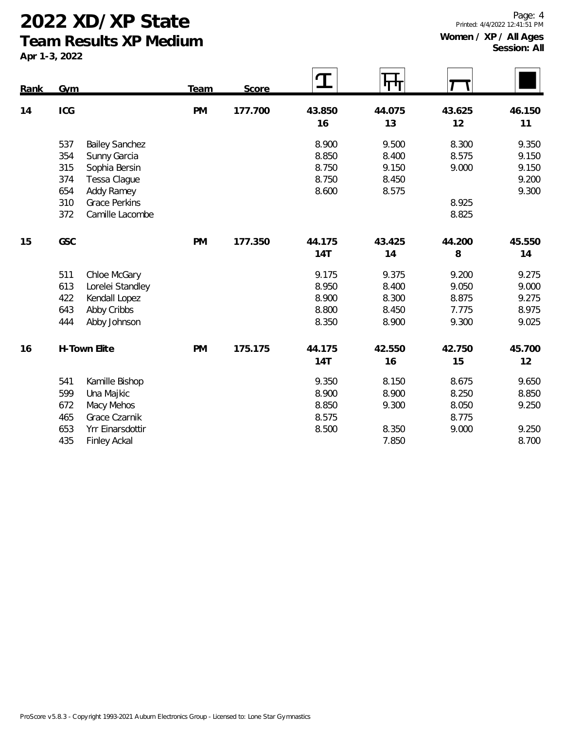# 2022 XD/XP State

## Team Results XP Medium

**Apr 1-3, 2022**

**Women / XP / All Ages**
**Session: All**

| Rank | Gym | | Team | Score | Vault | Bars | Beam | Floor |
|---|---|---|---|---|---|---|---|---|
| 14 | ICG | | PM | 177.700 | 43.850 | 44.075 | 43.625 | 46.150 |
| | | | | | 16 | 13 | 12 | 11 |
| | 537 | Bailey Sanchez | | | 8.900 | 9.500 | 8.300 | 9.350 |
| | 354 | Sunny Garcia | | | 8.850 | 8.400 | 8.575 | 9.150 |
| | 315 | Sophia Bersin | | | 8.750 | 9.150 | 9.000 | 9.150 |
| | 374 | Tessa Clague | | | 8.750 | 8.450 | | 9.200 |
| | 654 | Addy Ramey | | | 8.600 | 8.575 | | 9.300 |
| | 310 | Grace Perkins | | | | | 8.925 | |
| | 372 | Camille Lacombe | | | | | 8.825 | |
| 15 | GSC | | PM | 177.350 | 44.175 | 43.425 | 44.200 | 45.550 |
| | | | | | 14T | 14 | 8 | 14 |
| | 511 | Chloe McGary | | | 9.175 | 9.375 | 9.200 | 9.275 |
| | 613 | Lorelei Standley | | | 8.950 | 8.400 | 9.050 | 9.000 |
| | 422 | Kendall Lopez | | | 8.900 | 8.300 | 8.875 | 9.275 |
| | 643 | Abby Cribbs | | | 8.800 | 8.450 | 7.775 | 8.975 |
| | 444 | Abby Johnson | | | 8.350 | 8.900 | 9.300 | 9.025 |
| 16 | H-Town Elite | | PM | 175.175 | 44.175 | 42.550 | 42.750 | 45.700 |
| | | | | | 14T | 16 | 15 | 12 |
| | 541 | Kamille Bishop | | | 9.350 | 8.150 | 8.675 | 9.650 |
| | 599 | Una Majkic | | | 8.900 | 8.900 | 8.250 | 8.850 |
| | 672 | Macy Mehos | | | 8.850 | 9.300 | 8.050 | 9.250 |
| | 465 | Grace Czarnik | | | 8.575 | | 8.775 | |
| | 653 | Yrr Einarsdottir | | | 8.500 | 8.350 | 9.000 | 9.250 |
| | 435 | Finley Ackal | | | | 7.850 | | 8.700 |